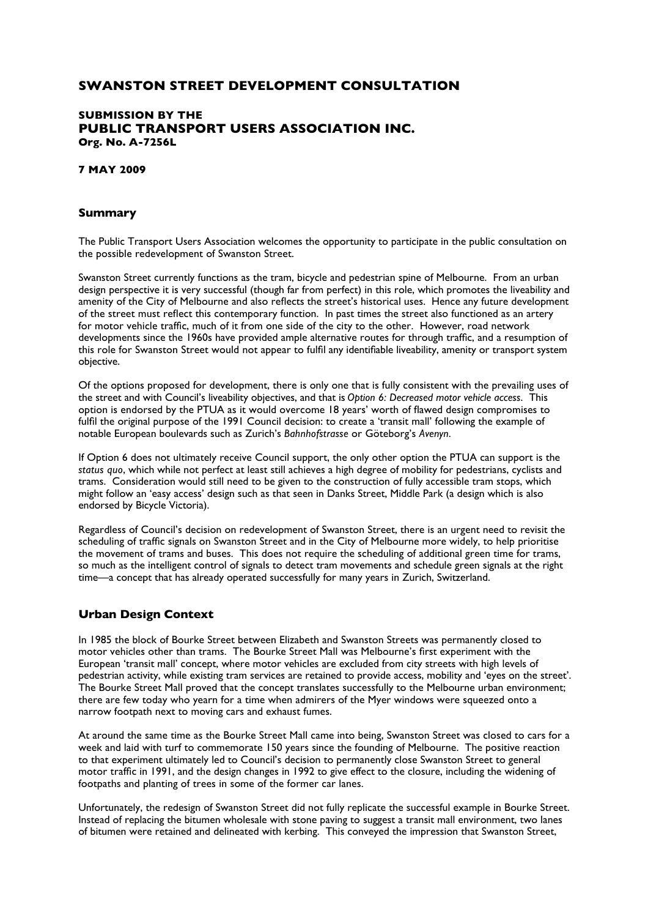# SWANSTON STREET DEVELOPMENT CONSULTATION

**SUBMISSION BY THE**
## PUBLIC TRANSPORT USERS ASSOCIATION INC.
**Org. No. A-7256L**

**7 MAY 2009**

## Summary

The Public Transport Users Association welcomes the opportunity to participate in the public consultation on the possible redevelopment of Swanston Street.

Swanston Street currently functions as the tram, bicycle and pedestrian spine of Melbourne. From an urban design perspective it is very successful (though far from perfect) in this role, which promotes the liveability and amenity of the City of Melbourne and also reflects the street's historical uses. Hence any future development of the street must reflect this contemporary function. In past times the street also functioned as an artery for motor vehicle traffic, much of it from one side of the city to the other. However, road network developments since the 1960s have provided ample alternative routes for through traffic, and a resumption of this role for Swanston Street would not appear to fulfil any identifiable liveability, amenity or transport system objective.

Of the options proposed for development, there is only one that is fully consistent with the prevailing uses of the street and with Council's liveability objectives, and that is *Option 6: Decreased motor vehicle access*. This option is endorsed by the PTUA as it would overcome 18 years' worth of flawed design compromises to fulfil the original purpose of the 1991 Council decision: to create a 'transit mall' following the example of notable European boulevards such as Zurich's *Bahnhofstrasse* or Göteborg's *Avenyn*.

If Option 6 does not ultimately receive Council support, the only other option the PTUA can support is the *status quo*, which while not perfect at least still achieves a high degree of mobility for pedestrians, cyclists and trams. Consideration would still need to be given to the construction of fully accessible tram stops, which might follow an 'easy access' design such as that seen in Danks Street, Middle Park (a design which is also endorsed by Bicycle Victoria).

Regardless of Council's decision on redevelopment of Swanston Street, there is an urgent need to revisit the scheduling of traffic signals on Swanston Street and in the City of Melbourne more widely, to help prioritise the movement of trams and buses. This does not require the scheduling of additional green time for trams, so much as the intelligent control of signals to detect tram movements and schedule green signals at the right time—a concept that has already operated successfully for many years in Zurich, Switzerland.

## Urban Design Context

In 1985 the block of Bourke Street between Elizabeth and Swanston Streets was permanently closed to motor vehicles other than trams. The Bourke Street Mall was Melbourne's first experiment with the European 'transit mall' concept, where motor vehicles are excluded from city streets with high levels of pedestrian activity, while existing tram services are retained to provide access, mobility and 'eyes on the street'. The Bourke Street Mall proved that the concept translates successfully to the Melbourne urban environment; there are few today who yearn for a time when admirers of the Myer windows were squeezed onto a narrow footpath next to moving cars and exhaust fumes.

At around the same time as the Bourke Street Mall came into being, Swanston Street was closed to cars for a week and laid with turf to commemorate 150 years since the founding of Melbourne. The positive reaction to that experiment ultimately led to Council's decision to permanently close Swanston Street to general motor traffic in 1991, and the design changes in 1992 to give effect to the closure, including the widening of footpaths and planting of trees in some of the former car lanes.

Unfortunately, the redesign of Swanston Street did not fully replicate the successful example in Bourke Street. Instead of replacing the bitumen wholesale with stone paving to suggest a transit mall environment, two lanes of bitumen were retained and delineated with kerbing. This conveyed the impression that Swanston Street,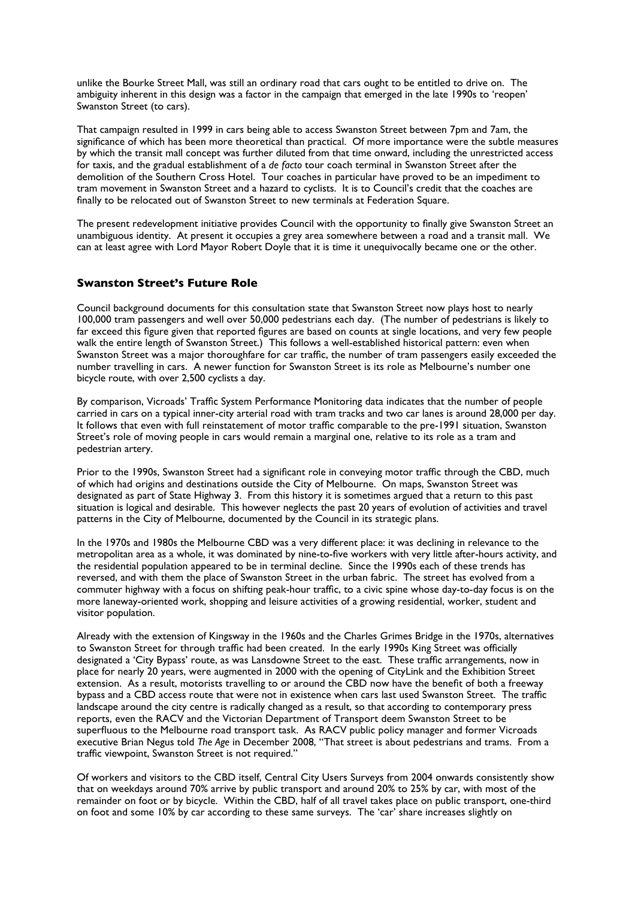unlike the Bourke Street Mall, was still an ordinary road that cars ought to be entitled to drive on. The ambiguity inherent in this design was a factor in the campaign that emerged in the late 1990s to 'reopen' Swanston Street (to cars).

That campaign resulted in 1999 in cars being able to access Swanston Street between 7pm and 7am, the significance of which has been more theoretical than practical. Of more importance were the subtle measures by which the transit mall concept was further diluted from that time onward, including the unrestricted access for taxis, and the gradual establishment of a *de facto* tour coach terminal in Swanston Street after the demolition of the Southern Cross Hotel. Tour coaches in particular have proved to be an impediment to tram movement in Swanston Street and a hazard to cyclists. It is to Council's credit that the coaches are finally to be relocated out of Swanston Street to new terminals at Federation Square.

The present redevelopment initiative provides Council with the opportunity to finally give Swanston Street an unambiguous identity. At present it occupies a grey area somewhere between a road and a transit mall. We can at least agree with Lord Mayor Robert Doyle that it is time it unequivocally became one or the other.

## Swanston Street's Future Role

Council background documents for this consultation state that Swanston Street now plays host to nearly 100,000 tram passengers and well over 50,000 pedestrians each day. (The number of pedestrians is likely to far exceed this figure given that reported figures are based on counts at single locations, and very few people walk the entire length of Swanston Street.) This follows a well-established historical pattern: even when Swanston Street was a major thoroughfare for car traffic, the number of tram passengers easily exceeded the number travelling in cars. A newer function for Swanston Street is its role as Melbourne's number one bicycle route, with over 2,500 cyclists a day.

By comparison, Vicroads' Traffic System Performance Monitoring data indicates that the number of people carried in cars on a typical inner-city arterial road with tram tracks and two car lanes is around 28,000 per day. It follows that even with full reinstatement of motor traffic comparable to the pre-1991 situation, Swanston Street's role of moving people in cars would remain a marginal one, relative to its role as a tram and pedestrian artery.

Prior to the 1990s, Swanston Street had a significant role in conveying motor traffic through the CBD, much of which had origins and destinations outside the City of Melbourne. On maps, Swanston Street was designated as part of State Highway 3. From this history it is sometimes argued that a return to this past situation is logical and desirable. This however neglects the past 20 years of evolution of activities and travel patterns in the City of Melbourne, documented by the Council in its strategic plans.

In the 1970s and 1980s the Melbourne CBD was a very different place: it was declining in relevance to the metropolitan area as a whole, it was dominated by nine-to-five workers with very little after-hours activity, and the residential population appeared to be in terminal decline. Since the 1990s each of these trends has reversed, and with them the place of Swanston Street in the urban fabric. The street has evolved from a commuter highway with a focus on shifting peak-hour traffic, to a civic spine whose day-to-day focus is on the more laneway-oriented work, shopping and leisure activities of a growing residential, worker, student and visitor population.

Already with the extension of Kingsway in the 1960s and the Charles Grimes Bridge in the 1970s, alternatives to Swanston Street for through traffic had been created. In the early 1990s King Street was officially designated a 'City Bypass' route, as was Lansdowne Street to the east. These traffic arrangements, now in place for nearly 20 years, were augmented in 2000 with the opening of CityLink and the Exhibition Street extension. As a result, motorists travelling to or around the CBD now have the benefit of both a freeway bypass and a CBD access route that were not in existence when cars last used Swanston Street. The traffic landscape around the city centre is radically changed as a result, so that according to contemporary press reports, even the RACV and the Victorian Department of Transport deem Swanston Street to be superfluous to the Melbourne road transport task. As RACV public policy manager and former Vicroads executive Brian Negus told *The Age* in December 2008, "That street is about pedestrians and trams. From a traffic viewpoint, Swanston Street is not required."

Of workers and visitors to the CBD itself, Central City Users Surveys from 2004 onwards consistently show that on weekdays around 70% arrive by public transport and around 20% to 25% by car, with most of the remainder on foot or by bicycle. Within the CBD, half of all travel takes place on public transport, one-third on foot and some 10% by car according to these same surveys. The 'car' share increases slightly on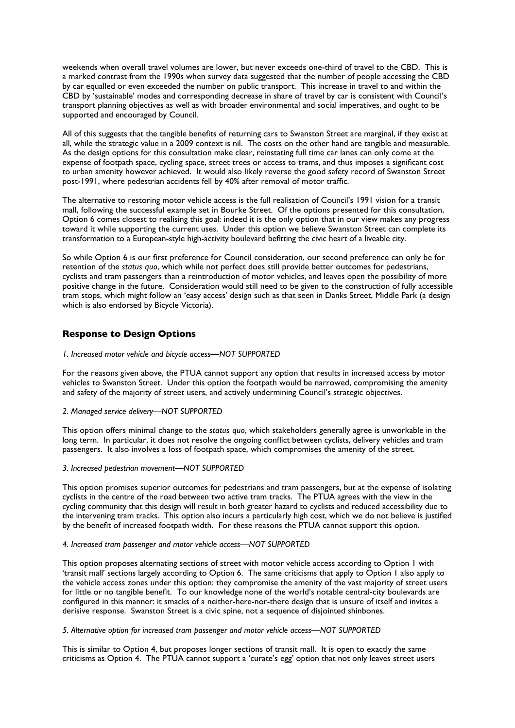weekends when overall travel volumes are lower, but never exceeds one-third of travel to the CBD. This is a marked contrast from the 1990s when survey data suggested that the number of people accessing the CBD by car equalled or even exceeded the number on public transport. This increase in travel to and within the CBD by 'sustainable' modes and corresponding decrease in share of travel by car is consistent with Council's transport planning objectives as well as with broader environmental and social imperatives, and ought to be supported and encouraged by Council.

All of this suggests that the tangible benefits of returning cars to Swanston Street are marginal, if they exist at all, while the strategic value in a 2009 context is nil. The costs on the other hand are tangible and measurable. As the design options for this consultation make clear, reinstating full time car lanes can only come at the expense of footpath space, cycling space, street trees or access to trams, and thus imposes a significant cost to urban amenity however achieved. It would also likely reverse the good safety record of Swanston Street post-1991, where pedestrian accidents fell by 40% after removal of motor traffic.

The alternative to restoring motor vehicle access is the full realisation of Council's 1991 vision for a transit mall, following the successful example set in Bourke Street. Of the options presented for this consultation, Option 6 comes closest to realising this goal: indeed it is the only option that in our view makes any progress toward it while supporting the current uses. Under this option we believe Swanston Street can complete its transformation to a European-style high-activity boulevard befitting the civic heart of a liveable city.

So while Option 6 is our first preference for Council consideration, our second preference can only be for retention of the *status quo*, which while not perfect does still provide better outcomes for pedestrians, cyclists and tram passengers than a reintroduction of motor vehicles, and leaves open the possibility of more positive change in the future. Consideration would still need to be given to the construction of fully accessible tram stops, which might follow an 'easy access' design such as that seen in Danks Street, Middle Park (a design which is also endorsed by Bicycle Victoria).

## Response to Design Options

*1. Increased motor vehicle and bicycle access—NOT SUPPORTED*

For the reasons given above, the PTUA cannot support any option that results in increased access by motor vehicles to Swanston Street. Under this option the footpath would be narrowed, compromising the amenity and safety of the majority of street users, and actively undermining Council's strategic objectives.

*2. Managed service delivery—NOT SUPPORTED*

This option offers minimal change to the *status quo*, which stakeholders generally agree is unworkable in the long term. In particular, it does not resolve the ongoing conflict between cyclists, delivery vehicles and tram passengers. It also involves a loss of footpath space, which compromises the amenity of the street.

*3. Increased pedestrian movement—NOT SUPPORTED*

This option promises superior outcomes for pedestrians and tram passengers, but at the expense of isolating cyclists in the centre of the road between two active tram tracks. The PTUA agrees with the view in the cycling community that this design will result in both greater hazard to cyclists and reduced accessibility due to the intervening tram tracks. This option also incurs a particularly high cost, which we do not believe is justified by the benefit of increased footpath width. For these reasons the PTUA cannot support this option.

*4. Increased tram passenger and motor vehicle access—NOT SUPPORTED*

This option proposes alternating sections of street with motor vehicle access according to Option 1 with 'transit mall' sections largely according to Option 6. The same criticisms that apply to Option 1 also apply to the vehicle access zones under this option: they compromise the amenity of the vast majority of street users for little or no tangible benefit. To our knowledge none of the world's notable central-city boulevards are configured in this manner: it smacks of a neither-here-nor-there design that is unsure of itself and invites a derisive response. Swanston Street is a civic spine, not a sequence of disjointed shinbones.

*5. Alternative option for increased tram passenger and motor vehicle access—NOT SUPPORTED*

This is similar to Option 4, but proposes longer sections of transit mall. It is open to exactly the same criticisms as Option 4. The PTUA cannot support a 'curate's egg' option that not only leaves street users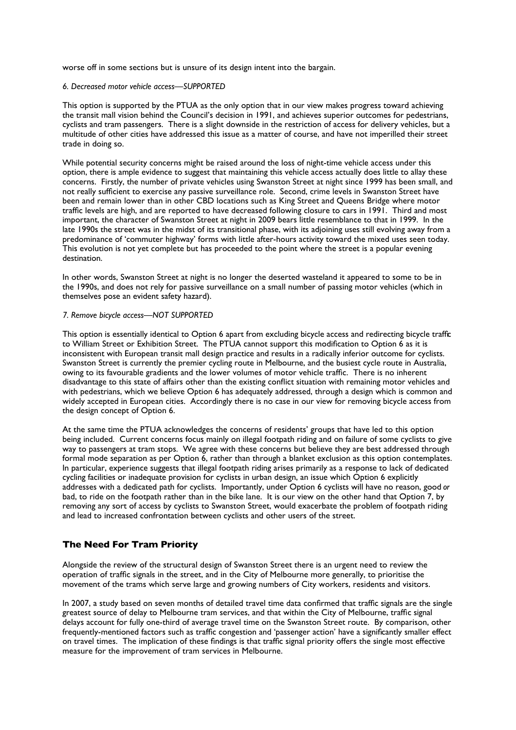worse off in some sections but is unsure of its design intent into the bargain.

*6. Decreased motor vehicle access—SUPPORTED*

This option is supported by the PTUA as the only option that in our view makes progress toward achieving the transit mall vision behind the Council's decision in 1991, and achieves superior outcomes for pedestrians, cyclists and tram passengers. There is a slight downside in the restriction of access for delivery vehicles, but a multitude of other cities have addressed this issue as a matter of course, and have not imperilled their street trade in doing so.

While potential security concerns might be raised around the loss of night-time vehicle access under this option, there is ample evidence to suggest that maintaining this vehicle access actually does little to allay these concerns. Firstly, the number of private vehicles using Swanston Street at night since 1999 has been small, and not really sufficient to exercise any passive surveillance role. Second, crime levels in Swanston Street have been and remain lower than in other CBD locations such as King Street and Queens Bridge where motor traffic levels are high, and are reported to have decreased following closure to cars in 1991. Third and most important, the character of Swanston Street at night in 2009 bears little resemblance to that in 1999. In the late 1990s the street was in the midst of its transitional phase, with its adjoining uses still evolving away from a predominance of 'commuter highway' forms with little after-hours activity toward the mixed uses seen today. This evolution is not yet complete but has proceeded to the point where the street is a popular evening destination.

In other words, Swanston Street at night is no longer the deserted wasteland it appeared to some to be in the 1990s, and does not rely for passive surveillance on a small number of passing motor vehicles (which in themselves pose an evident safety hazard).

*7. Remove bicycle access—NOT SUPPORTED*

This option is essentially identical to Option 6 apart from excluding bicycle access and redirecting bicycle traffic to William Street or Exhibition Street. The PTUA cannot support this modification to Option 6 as it is inconsistent with European transit mall design practice and results in a radically inferior outcome for cyclists. Swanston Street is currently the premier cycling route in Melbourne, and the busiest cycle route in Australia, owing to its favourable gradients and the lower volumes of motor vehicle traffic. There is no inherent disadvantage to this state of affairs other than the existing conflict situation with remaining motor vehicles and with pedestrians, which we believe Option 6 has adequately addressed, through a design which is common and widely accepted in European cities. Accordingly there is no case in our view for removing bicycle access from the design concept of Option 6.

At the same time the PTUA acknowledges the concerns of residents' groups that have led to this option being included. Current concerns focus mainly on illegal footpath riding and on failure of some cyclists to give way to passengers at tram stops. We agree with these concerns but believe they are best addressed through formal mode separation as per Option 6, rather than through a blanket exclusion as this option contemplates. In particular, experience suggests that illegal footpath riding arises primarily as a response to lack of dedicated cycling facilities or inadequate provision for cyclists in urban design, an issue which Option 6 explicitly addresses with a dedicated path for cyclists. Importantly, under Option 6 cyclists will have no reason, good *or* bad, to ride on the footpath rather than in the bike lane. It is our view on the other hand that Option 7, by removing any sort of access by cyclists to Swanston Street, would exacerbate the problem of footpath riding and lead to increased confrontation between cyclists and other users of the street.

## The Need For Tram Priority

Alongside the review of the structural design of Swanston Street there is an urgent need to review the operation of traffic signals in the street, and in the City of Melbourne more generally, to prioritise the movement of the trams which serve large and growing numbers of City workers, residents and visitors.

In 2007, a study based on seven months of detailed travel time data confirmed that traffic signals are the single greatest source of delay to Melbourne tram services, and that within the City of Melbourne, traffic signal delays account for fully one-third of average travel time on the Swanston Street route. By comparison, other frequently-mentioned factors such as traffic congestion and 'passenger action' have a significantly smaller effect on travel times. The implication of these findings is that traffic signal priority offers the single most effective measure for the improvement of tram services in Melbourne.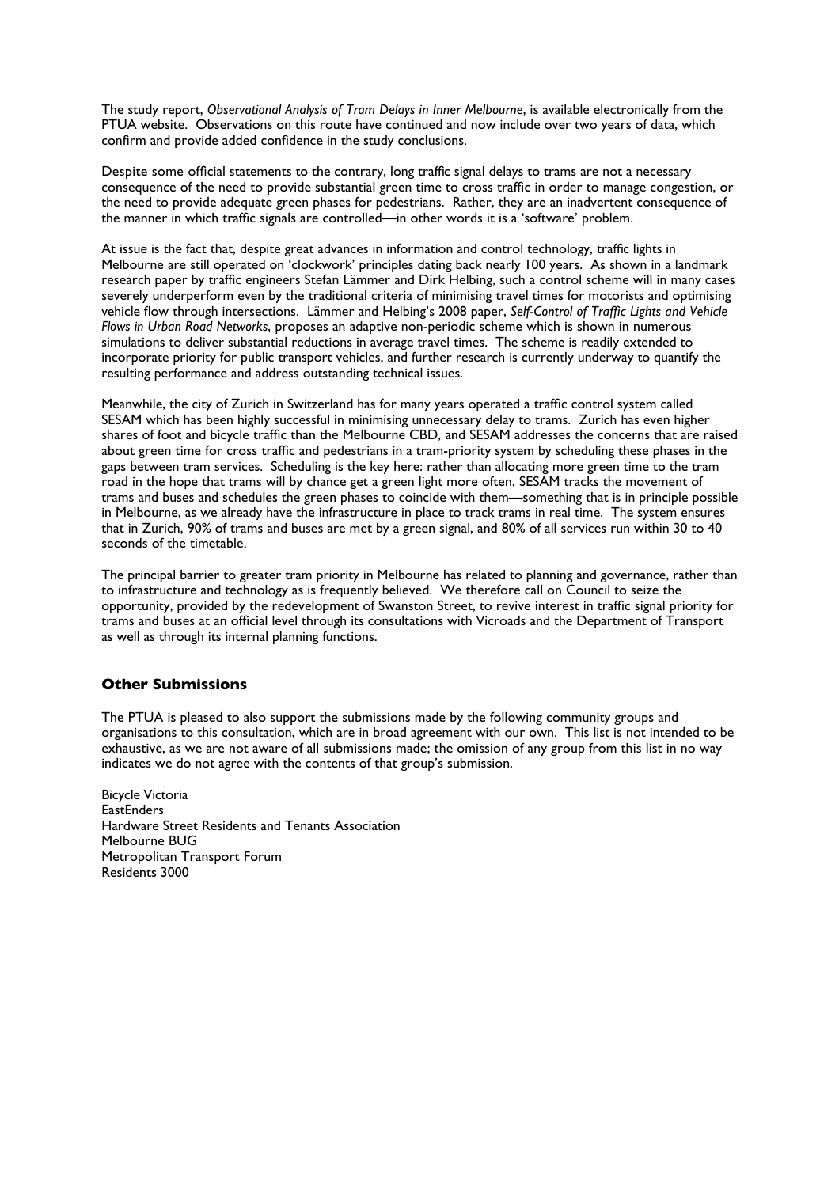The study report, *Observational Analysis of Tram Delays in Inner Melbourne*, is available electronically from the PTUA website. Observations on this route have continued and now include over two years of data, which confirm and provide added confidence in the study conclusions.

Despite some official statements to the contrary, long traffic signal delays to trams are not a necessary consequence of the need to provide substantial green time to cross traffic in order to manage congestion, or the need to provide adequate green phases for pedestrians. Rather, they are an inadvertent consequence of the manner in which traffic signals are controlled—in other words it is a 'software' problem.

At issue is the fact that, despite great advances in information and control technology, traffic lights in Melbourne are still operated on 'clockwork' principles dating back nearly 100 years. As shown in a landmark research paper by traffic engineers Stefan Lämmer and Dirk Helbing, such a control scheme will in many cases severely underperform even by the traditional criteria of minimising travel times for motorists and optimising vehicle flow through intersections. Lämmer and Helbing's 2008 paper, *Self-Control of Traffic Lights and Vehicle Flows in Urban Road Networks*, proposes an adaptive non-periodic scheme which is shown in numerous simulations to deliver substantial reductions in average travel times. The scheme is readily extended to incorporate priority for public transport vehicles, and further research is currently underway to quantify the resulting performance and address outstanding technical issues.

Meanwhile, the city of Zurich in Switzerland has for many years operated a traffic control system called SESAM which has been highly successful in minimising unnecessary delay to trams. Zurich has even higher shares of foot and bicycle traffic than the Melbourne CBD, and SESAM addresses the concerns that are raised about green time for cross traffic and pedestrians in a tram-priority system by scheduling these phases in the gaps between tram services. Scheduling is the key here: rather than allocating more green time to the tram road in the hope that trams will by chance get a green light more often, SESAM tracks the movement of trams and buses and schedules the green phases to coincide with them—something that is in principle possible in Melbourne, as we already have the infrastructure in place to track trams in real time. The system ensures that in Zurich, 90% of trams and buses are met by a green signal, and 80% of all services run within 30 to 40 seconds of the timetable.

The principal barrier to greater tram priority in Melbourne has related to planning and governance, rather than to infrastructure and technology as is frequently believed. We therefore call on Council to seize the opportunity, provided by the redevelopment of Swanston Street, to revive interest in traffic signal priority for trams and buses at an official level through its consultations with Vicroads and the Department of Transport as well as through its internal planning functions.

## Other Submissions

The PTUA is pleased to also support the submissions made by the following community groups and organisations to this consultation, which are in broad agreement with our own. This list is not intended to be exhaustive, as we are not aware of all submissions made; the omission of any group from this list in no way indicates we do not agree with the contents of that group's submission.

Bicycle Victoria
EastEnders
Hardware Street Residents and Tenants Association
Melbourne BUG
Metropolitan Transport Forum
Residents 3000